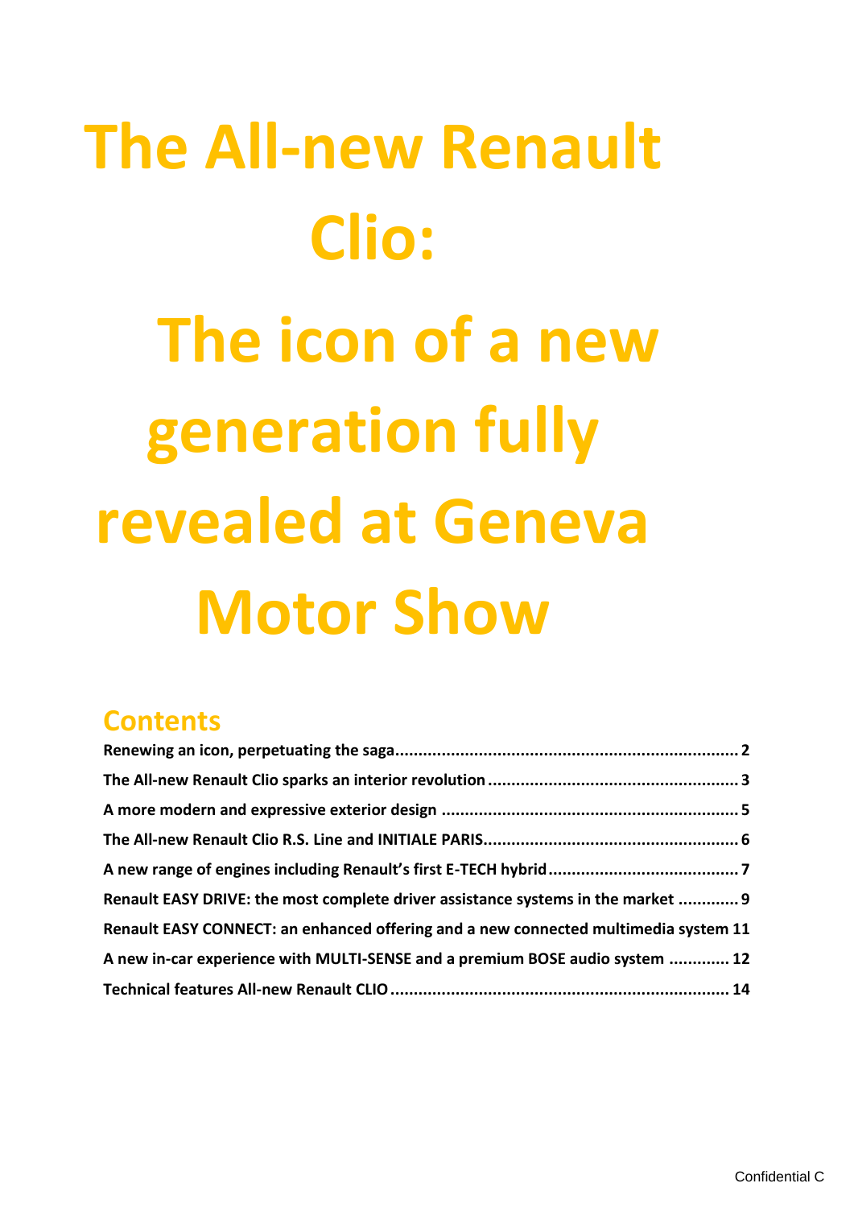# The All-new Renault Clio: The icon of a new generation fully revealed at Geneva Motor Show

## Contents

**Renewing an icon, perpetuating the saga** ........................................................................ 2

**The All-new Renault Clio sparks an interior revolution** .................................................... 3

**A more modern and expressive exterior design** ............................................................... 5

**The All-new Renault Clio R.S. Line and INITIALE PARIS**..................................................... 6

**A new range of engines including Renault's first E-TECH hybrid** ........................................ 7

**Renault EASY DRIVE: the most complete driver assistance systems in the market** ............. 9

**Renault EASY CONNECT: an enhanced offering and a new connected multimedia system** 11

**A new in-car experience with MULTI-SENSE and a premium BOSE audio system** ............. 12

**Technical features All-new Renault CLIO** ........................................................................ 14

Confidential C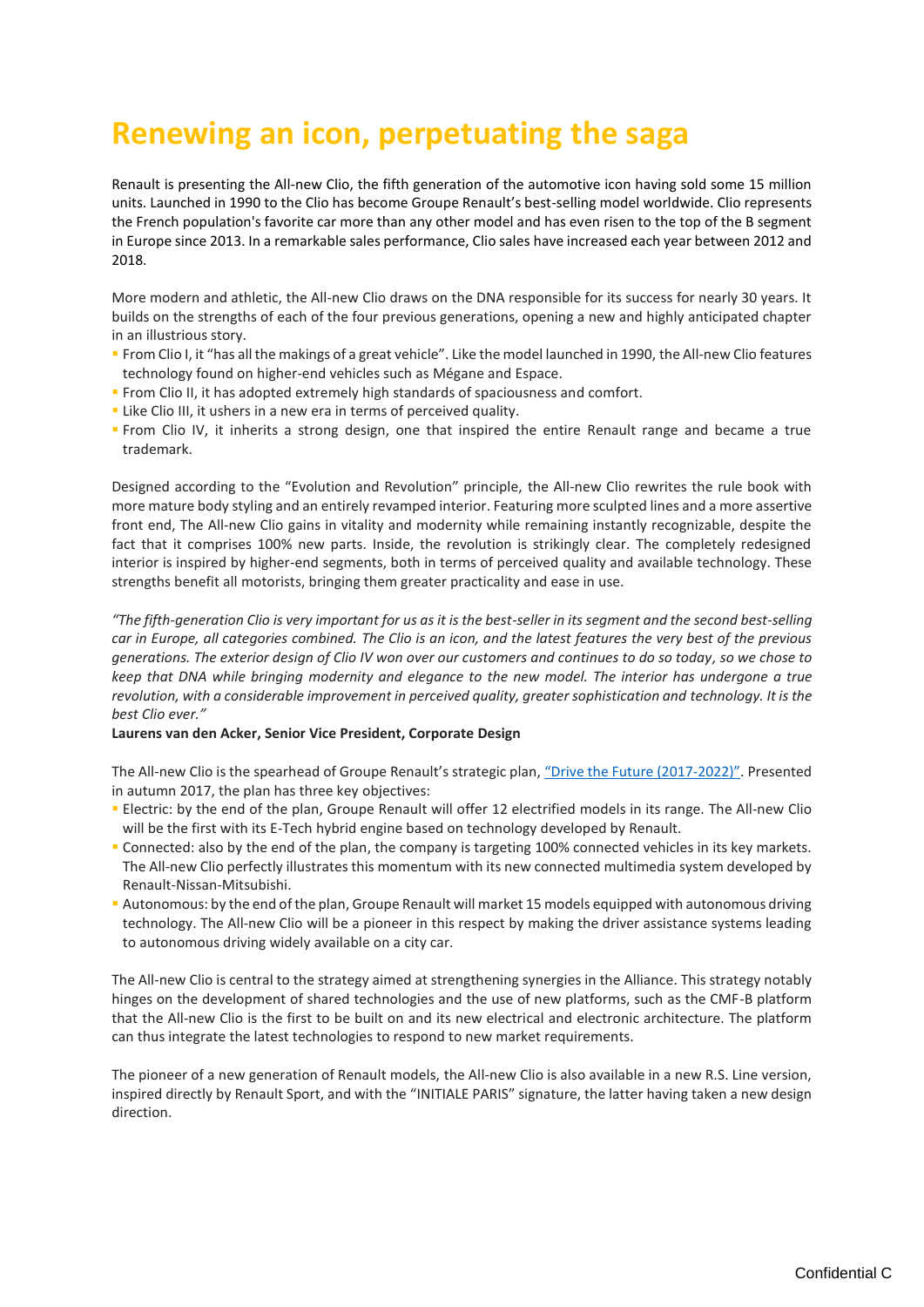# Renewing an icon, perpetuating the saga

Renault is presenting the All-new Clio, the fifth generation of the automotive icon having sold some 15 million units. Launched in 1990 to the Clio has become Groupe Renault's best-selling model worldwide. Clio represents the French population's favorite car more than any other model and has even risen to the top of the B segment in Europe since 2013. In a remarkable sales performance, Clio sales have increased each year between 2012 and 2018.

More modern and athletic, the All-new Clio draws on the DNA responsible for its success for nearly 30 years. It builds on the strengths of each of the four previous generations, opening a new and highly anticipated chapter in an illustrious story.

- From Clio I, it "has all the makings of a great vehicle". Like the model launched in 1990, the All-new Clio features technology found on higher-end vehicles such as Mégane and Espace.
- From Clio II, it has adopted extremely high standards of spaciousness and comfort.
- Like Clio III, it ushers in a new era in terms of perceived quality.
- From Clio IV, it inherits a strong design, one that inspired the entire Renault range and became a true trademark.

Designed according to the "Evolution and Revolution" principle, the All-new Clio rewrites the rule book with more mature body styling and an entirely revamped interior. Featuring more sculpted lines and a more assertive front end, The All-new Clio gains in vitality and modernity while remaining instantly recognizable, despite the fact that it comprises 100% new parts. Inside, the revolution is strikingly clear. The completely redesigned interior is inspired by higher-end segments, both in terms of perceived quality and available technology. These strengths benefit all motorists, bringing them greater practicality and ease in use.

*"The fifth-generation Clio is very important for us as it is the best-seller in its segment and the second best-selling car in Europe, all categories combined. The Clio is an icon, and the latest features the very best of the previous generations. The exterior design of Clio IV won over our customers and continues to do so today, so we chose to keep that DNA while bringing modernity and elegance to the new model. The interior has undergone a true revolution, with a considerable improvement in perceived quality, greater sophistication and technology. It is the best Clio ever."*

**Laurens van den Acker, Senior Vice President, Corporate Design**

The All-new Clio is the spearhead of Groupe Renault's strategic plan, "Drive the Future (2017-2022)". Presented in autumn 2017, the plan has three key objectives:

- Electric: by the end of the plan, Groupe Renault will offer 12 electrified models in its range. The All-new Clio will be the first with its E-Tech hybrid engine based on technology developed by Renault.
- Connected: also by the end of the plan, the company is targeting 100% connected vehicles in its key markets. The All-new Clio perfectly illustrates this momentum with its new connected multimedia system developed by Renault-Nissan-Mitsubishi.
- Autonomous: by the end of the plan, Groupe Renault will market 15 models equipped with autonomous driving technology. The All-new Clio will be a pioneer in this respect by making the driver assistance systems leading to autonomous driving widely available on a city car.

The All-new Clio is central to the strategy aimed at strengthening synergies in the Alliance. This strategy notably hinges on the development of shared technologies and the use of new platforms, such as the CMF-B platform that the All-new Clio is the first to be built on and its new electrical and electronic architecture. The platform can thus integrate the latest technologies to respond to new market requirements.

The pioneer of a new generation of Renault models, the All-new Clio is also available in a new R.S. Line version, inspired directly by Renault Sport, and with the "INITIALE PARIS" signature, the latter having taken a new design direction.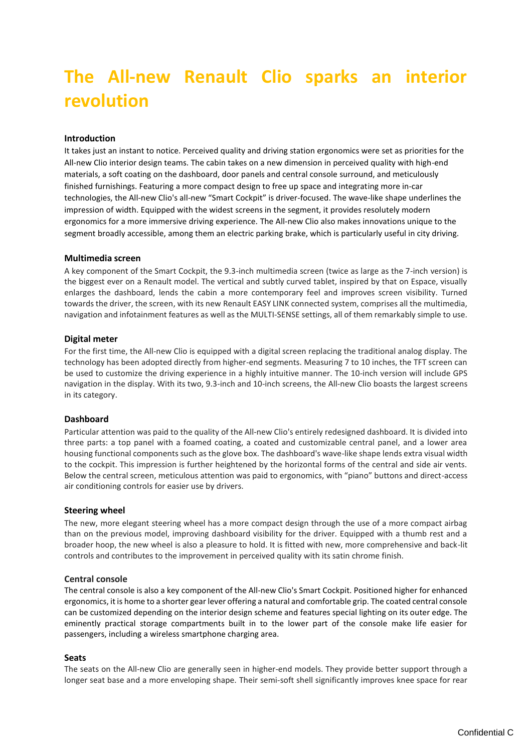# The All-new Renault Clio sparks an interior revolution

### Introduction

It takes just an instant to notice. Perceived quality and driving station ergonomics were set as priorities for the All-new Clio interior design teams. The cabin takes on a new dimension in perceived quality with high-end materials, a soft coating on the dashboard, door panels and central console surround, and meticulously finished furnishings. Featuring a more compact design to free up space and integrating more in-car technologies, the All-new Clio's all-new "Smart Cockpit" is driver-focused. The wave-like shape underlines the impression of width. Equipped with the widest screens in the segment, it provides resolutely modern ergonomics for a more immersive driving experience. The All-new Clio also makes innovations unique to the segment broadly accessible, among them an electric parking brake, which is particularly useful in city driving.

### Multimedia screen

A key component of the Smart Cockpit, the 9.3-inch multimedia screen (twice as large as the 7-inch version) is the biggest ever on a Renault model. The vertical and subtly curved tablet, inspired by that on Espace, visually enlarges the dashboard, lends the cabin a more contemporary feel and improves screen visibility. Turned towards the driver, the screen, with its new Renault EASY LINK connected system, comprises all the multimedia, navigation and infotainment features as well as the MULTI-SENSE settings, all of them remarkably simple to use.

### Digital meter

For the first time, the All-new Clio is equipped with a digital screen replacing the traditional analog display. The technology has been adopted directly from higher-end segments. Measuring 7 to 10 inches, the TFT screen can be used to customize the driving experience in a highly intuitive manner. The 10-inch version will include GPS navigation in the display. With its two, 9.3-inch and 10-inch screens, the All-new Clio boasts the largest screens in its category.

### Dashboard

Particular attention was paid to the quality of the All-new Clio's entirely redesigned dashboard. It is divided into three parts: a top panel with a foamed coating, a coated and customizable central panel, and a lower area housing functional components such as the glove box. The dashboard's wave-like shape lends extra visual width to the cockpit. This impression is further heightened by the horizontal forms of the central and side air vents. Below the central screen, meticulous attention was paid to ergonomics, with "piano" buttons and direct-access air conditioning controls for easier use by drivers.

### Steering wheel

The new, more elegant steering wheel has a more compact design through the use of a more compact airbag than on the previous model, improving dashboard visibility for the driver. Equipped with a thumb rest and a broader hoop, the new wheel is also a pleasure to hold. It is fitted with new, more comprehensive and back-lit controls and contributes to the improvement in perceived quality with its satin chrome finish.

### Central console

The central console is also a key component of the All-new Clio's Smart Cockpit. Positioned higher for enhanced ergonomics, it is home to a shorter gear lever offering a natural and comfortable grip. The coated central console can be customized depending on the interior design scheme and features special lighting on its outer edge. The eminently practical storage compartments built in to the lower part of the console make life easier for passengers, including a wireless smartphone charging area.

### Seats

The seats on the All-new Clio are generally seen in higher-end models. They provide better support through a longer seat base and a more enveloping shape. Their semi-soft shell significantly improves knee space for rear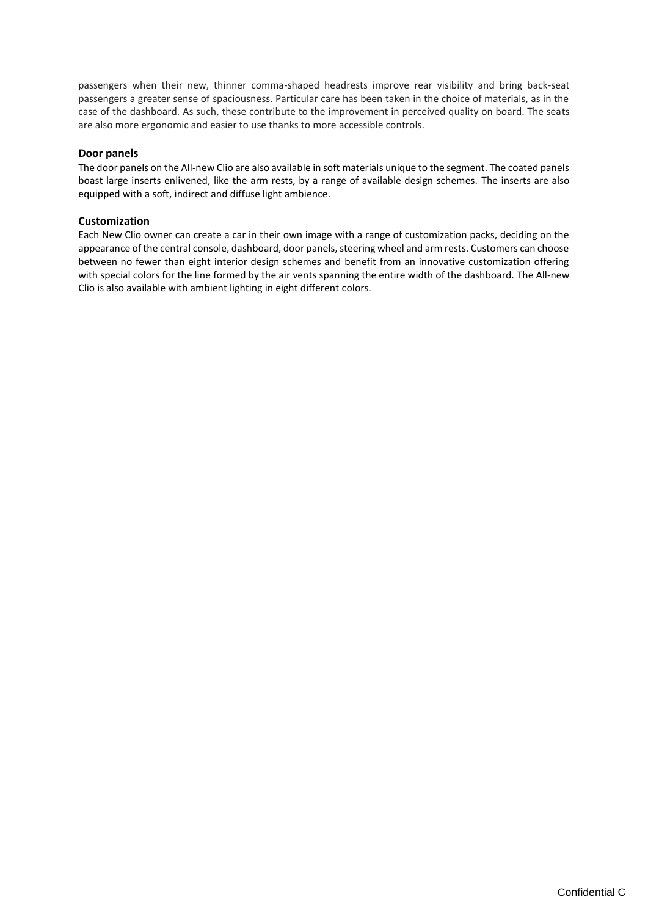passengers when their new, thinner comma-shaped headrests improve rear visibility and bring back-seat passengers a greater sense of spaciousness. Particular care has been taken in the choice of materials, as in the case of the dashboard. As such, these contribute to the improvement in perceived quality on board. The seats are also more ergonomic and easier to use thanks to more accessible controls.

**Door panels**

The door panels on the All-new Clio are also available in soft materials unique to the segment. The coated panels boast large inserts enlivened, like the arm rests, by a range of available design schemes. The inserts are also equipped with a soft, indirect and diffuse light ambience.

**Customization**

Each New Clio owner can create a car in their own image with a range of customization packs, deciding on the appearance of the central console, dashboard, door panels, steering wheel and arm rests. Customers can choose between no fewer than eight interior design schemes and benefit from an innovative customization offering with special colors for the line formed by the air vents spanning the entire width of the dashboard. The All-new Clio is also available with ambient lighting in eight different colors.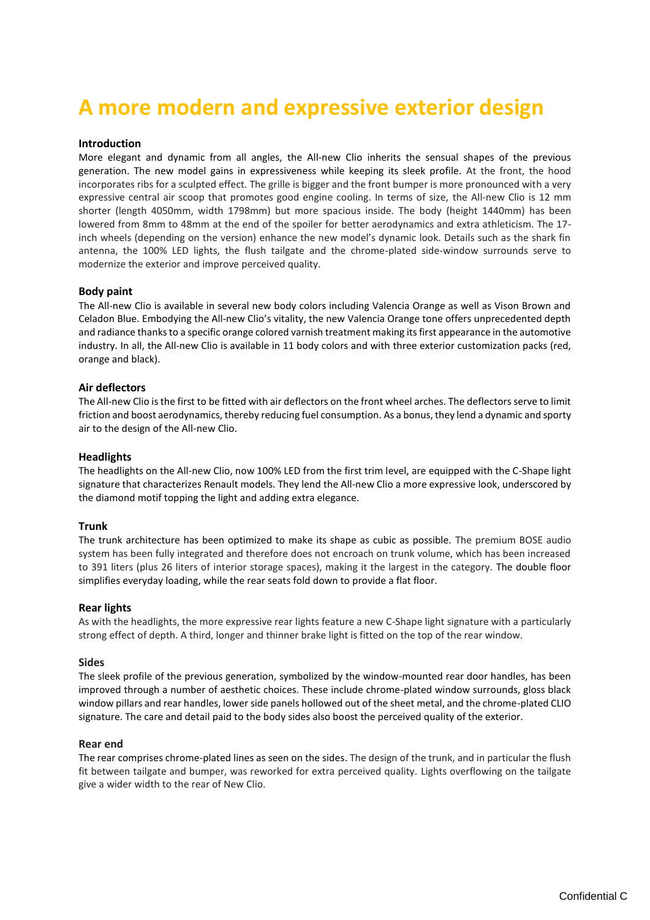# A more modern and expressive exterior design

### Introduction

More elegant and dynamic from all angles, the All-new Clio inherits the sensual shapes of the previous generation. The new model gains in expressiveness while keeping its sleek profile. At the front, the hood incorporates ribs for a sculpted effect. The grille is bigger and the front bumper is more pronounced with a very expressive central air scoop that promotes good engine cooling. In terms of size, the All-new Clio is 12 mm shorter (length 4050mm, width 1798mm) but more spacious inside. The body (height 1440mm) has been lowered from 8mm to 48mm at the end of the spoiler for better aerodynamics and extra athleticism. The 17-inch wheels (depending on the version) enhance the new model's dynamic look. Details such as the shark fin antenna, the 100% LED lights, the flush tailgate and the chrome-plated side-window surrounds serve to modernize the exterior and improve perceived quality.

### Body paint

The All-new Clio is available in several new body colors including Valencia Orange as well as Vison Brown and Celadon Blue. Embodying the All-new Clio's vitality, the new Valencia Orange tone offers unprecedented depth and radiance thanks to a specific orange colored varnish treatment making its first appearance in the automotive industry. In all, the All-new Clio is available in 11 body colors and with three exterior customization packs (red, orange and black).

### Air deflectors

The All-new Clio is the first to be fitted with air deflectors on the front wheel arches. The deflectors serve to limit friction and boost aerodynamics, thereby reducing fuel consumption. As a bonus, they lend a dynamic and sporty air to the design of the All-new Clio.

### Headlights

The headlights on the All-new Clio, now 100% LED from the first trim level, are equipped with the C-Shape light signature that characterizes Renault models. They lend the All-new Clio a more expressive look, underscored by the diamond motif topping the light and adding extra elegance.

### Trunk

The trunk architecture has been optimized to make its shape as cubic as possible. The premium BOSE audio system has been fully integrated and therefore does not encroach on trunk volume, which has been increased to 391 liters (plus 26 liters of interior storage spaces), making it the largest in the category. The double floor simplifies everyday loading, while the rear seats fold down to provide a flat floor.

### Rear lights

As with the headlights, the more expressive rear lights feature a new C-Shape light signature with a particularly strong effect of depth. A third, longer and thinner brake light is fitted on the top of the rear window.

### Sides

The sleek profile of the previous generation, symbolized by the window-mounted rear door handles, has been improved through a number of aesthetic choices. These include chrome-plated window surrounds, gloss black window pillars and rear handles, lower side panels hollowed out of the sheet metal, and the chrome-plated CLIO signature. The care and detail paid to the body sides also boost the perceived quality of the exterior.

### Rear end

The rear comprises chrome-plated lines as seen on the sides. The design of the trunk, and in particular the flush fit between tailgate and bumper, was reworked for extra perceived quality. Lights overflowing on the tailgate give a wider width to the rear of New Clio.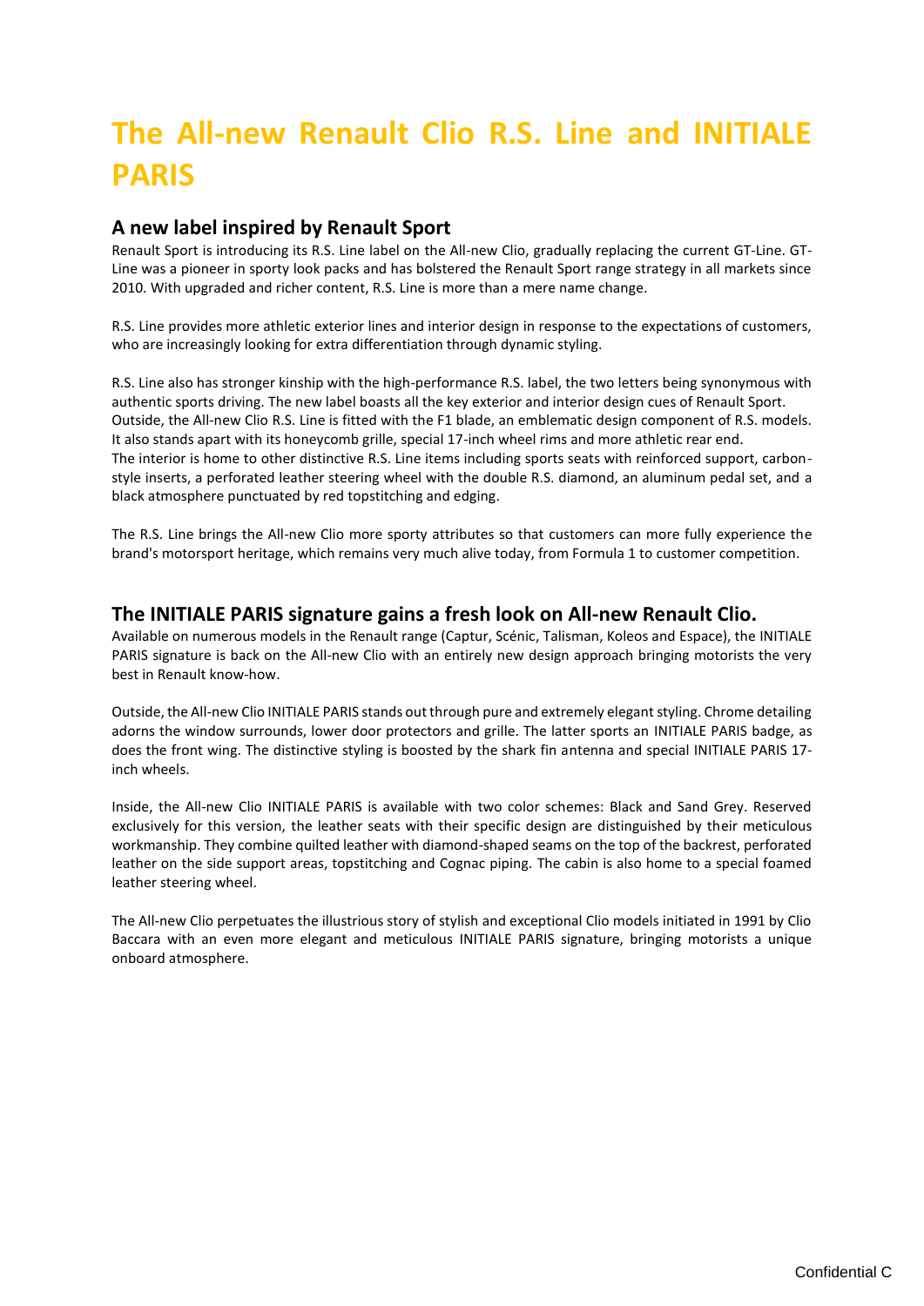# The All-new Renault Clio R.S. Line and INITIALE PARIS

## A new label inspired by Renault Sport

Renault Sport is introducing its R.S. Line label on the All-new Clio, gradually replacing the current GT-Line. GT-Line was a pioneer in sporty look packs and has bolstered the Renault Sport range strategy in all markets since 2010. With upgraded and richer content, R.S. Line is more than a mere name change.

R.S. Line provides more athletic exterior lines and interior design in response to the expectations of customers, who are increasingly looking for extra differentiation through dynamic styling.

R.S. Line also has stronger kinship with the high-performance R.S. label, the two letters being synonymous with authentic sports driving. The new label boasts all the key exterior and interior design cues of Renault Sport.
Outside, the All-new Clio R.S. Line is fitted with the F1 blade, an emblematic design component of R.S. models. It also stands apart with its honeycomb grille, special 17-inch wheel rims and more athletic rear end.
The interior is home to other distinctive R.S. Line items including sports seats with reinforced support, carbon-style inserts, a perforated leather steering wheel with the double R.S. diamond, an aluminum pedal set, and a black atmosphere punctuated by red topstitching and edging.

The R.S. Line brings the All-new Clio more sporty attributes so that customers can more fully experience the brand's motorsport heritage, which remains very much alive today, from Formula 1 to customer competition.

## The INITIALE PARIS signature gains a fresh look on All-new Renault Clio.

Available on numerous models in the Renault range (Captur, Scénic, Talisman, Koleos and Espace), the INITIALE PARIS signature is back on the All-new Clio with an entirely new design approach bringing motorists the very best in Renault know-how.

Outside, the All-new Clio INITIALE PARIS stands out through pure and extremely elegant styling. Chrome detailing adorns the window surrounds, lower door protectors and grille. The latter sports an INITIALE PARIS badge, as does the front wing. The distinctive styling is boosted by the shark fin antenna and special INITIALE PARIS 17-inch wheels.

Inside, the All-new Clio INITIALE PARIS is available with two color schemes: Black and Sand Grey. Reserved exclusively for this version, the leather seats with their specific design are distinguished by their meticulous workmanship. They combine quilted leather with diamond-shaped seams on the top of the backrest, perforated leather on the side support areas, topstitching and Cognac piping. The cabin is also home to a special foamed leather steering wheel.

The All-new Clio perpetuates the illustrious story of stylish and exceptional Clio models initiated in 1991 by Clio Baccara with an even more elegant and meticulous INITIALE PARIS signature, bringing motorists a unique onboard atmosphere.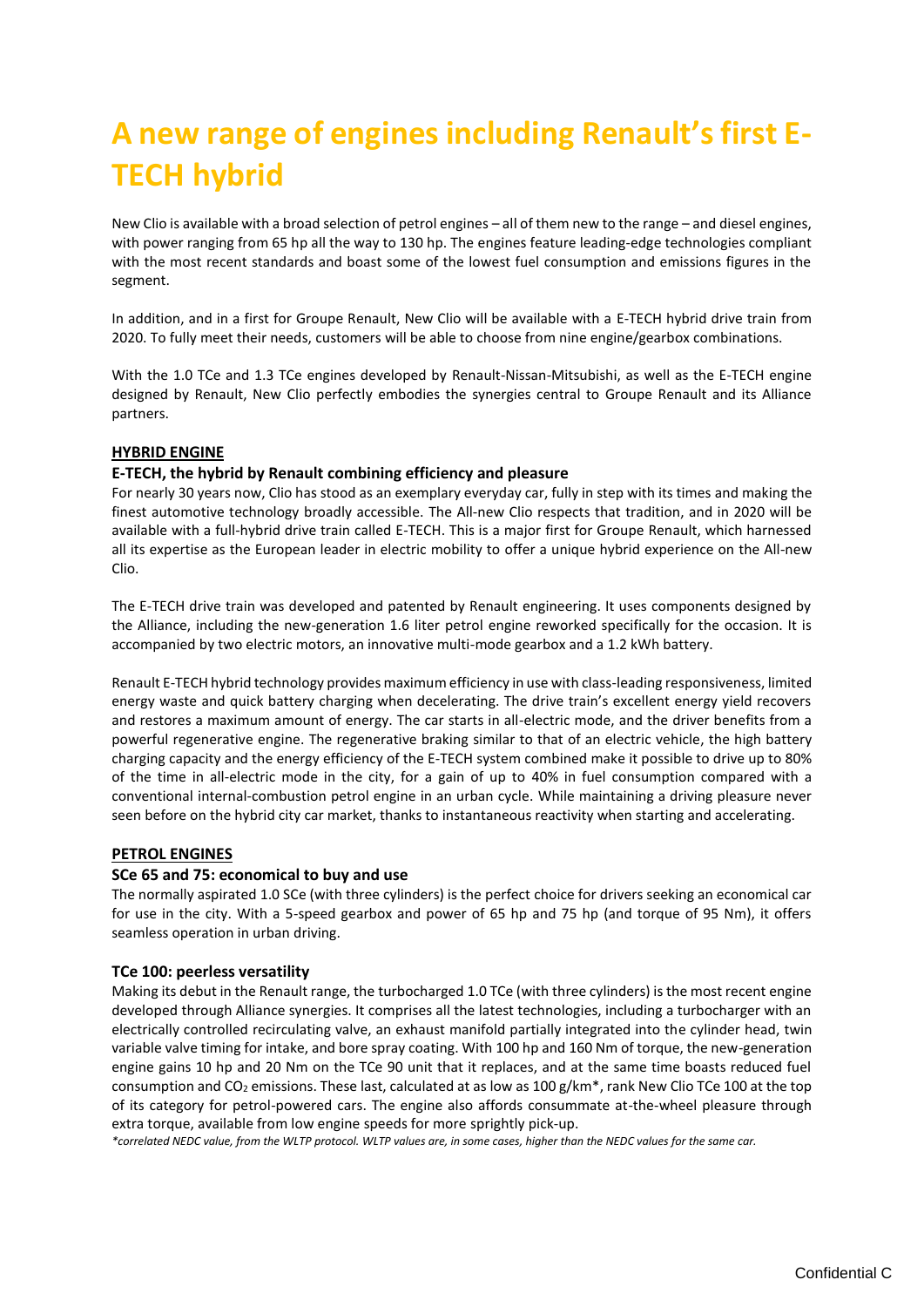# A new range of engines including Renault's first E-TECH hybrid

New Clio is available with a broad selection of petrol engines – all of them new to the range – and diesel engines, with power ranging from 65 hp all the way to 130 hp. The engines feature leading-edge technologies compliant with the most recent standards and boast some of the lowest fuel consumption and emissions figures in the segment.

In addition, and in a first for Groupe Renault, New Clio will be available with a E-TECH hybrid drive train from 2020. To fully meet their needs, customers will be able to choose from nine engine/gearbox combinations.

With the 1.0 TCe and 1.3 TCe engines developed by Renault-Nissan-Mitsubishi, as well as the E-TECH engine designed by Renault, New Clio perfectly embodies the synergies central to Groupe Renault and its Alliance partners.

## HYBRID ENGINE

### E-TECH, the hybrid by Renault combining efficiency and pleasure

For nearly 30 years now, Clio has stood as an exemplary everyday car, fully in step with its times and making the finest automotive technology broadly accessible. The All-new Clio respects that tradition, and in 2020 will be available with a full-hybrid drive train called E-TECH. This is a major first for Groupe Renault, which harnessed all its expertise as the European leader in electric mobility to offer a unique hybrid experience on the All-new Clio.

The E-TECH drive train was developed and patented by Renault engineering. It uses components designed by the Alliance, including the new-generation 1.6 liter petrol engine reworked specifically for the occasion. It is accompanied by two electric motors, an innovative multi-mode gearbox and a 1.2 kWh battery.

Renault E-TECH hybrid technology provides maximum efficiency in use with class-leading responsiveness, limited energy waste and quick battery charging when decelerating. The drive train's excellent energy yield recovers and restores a maximum amount of energy. The car starts in all-electric mode, and the driver benefits from a powerful regenerative engine. The regenerative braking similar to that of an electric vehicle, the high battery charging capacity and the energy efficiency of the E-TECH system combined make it possible to drive up to 80% of the time in all-electric mode in the city, for a gain of up to 40% in fuel consumption compared with a conventional internal-combustion petrol engine in an urban cycle. While maintaining a driving pleasure never seen before on the hybrid city car market, thanks to instantaneous reactivity when starting and accelerating.

## PETROL ENGINES

### SCe 65 and 75: economical to buy and use

The normally aspirated 1.0 SCe (with three cylinders) is the perfect choice for drivers seeking an economical car for use in the city. With a 5-speed gearbox and power of 65 hp and 75 hp (and torque of 95 Nm), it offers seamless operation in urban driving.

### TCe 100: peerless versatility

Making its debut in the Renault range, the turbocharged 1.0 TCe (with three cylinders) is the most recent engine developed through Alliance synergies. It comprises all the latest technologies, including a turbocharger with an electrically controlled recirculating valve, an exhaust manifold partially integrated into the cylinder head, twin variable valve timing for intake, and bore spray coating. With 100 hp and 160 Nm of torque, the new-generation engine gains 10 hp and 20 Nm on the TCe 90 unit that it replaces, and at the same time boasts reduced fuel consumption and $CO_2$ emissions. These last, calculated at as low as 100 g/km*, rank New Clio TCe 100 at the top of its category for petrol-powered cars. The engine also affords consummate at-the-wheel pleasure through extra torque, available from low engine speeds for more sprightly pick-up.

*\*correlated NEDC value, from the WLTP protocol. WLTP values are, in some cases, higher than the NEDC values for the same car.*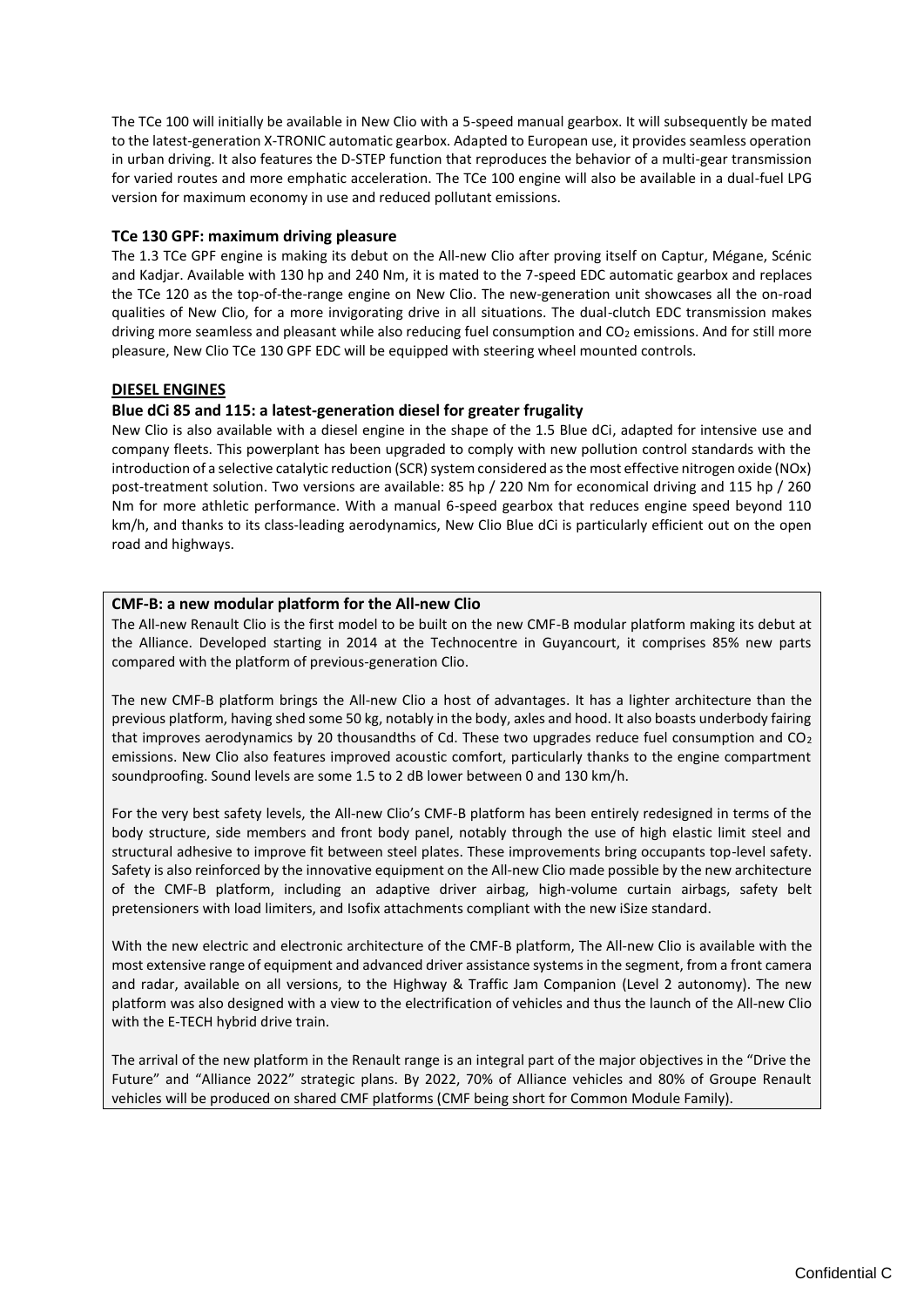The TCe 100 will initially be available in New Clio with a 5-speed manual gearbox. It will subsequently be mated to the latest-generation X-TRONIC automatic gearbox. Adapted to European use, it provides seamless operation in urban driving. It also features the D-STEP function that reproduces the behavior of a multi-gear transmission for varied routes and more emphatic acceleration. The TCe 100 engine will also be available in a dual-fuel LPG version for maximum economy in use and reduced pollutant emissions.

### TCe 130 GPF: maximum driving pleasure

The 1.3 TCe GPF engine is making its debut on the All-new Clio after proving itself on Captur, Mégane, Scénic and Kadjar. Available with 130 hp and 240 Nm, it is mated to the 7-speed EDC automatic gearbox and replaces the TCe 120 as the top-of-the-range engine on New Clio. The new-generation unit showcases all the on-road qualities of New Clio, for a more invigorating drive in all situations. The dual-clutch EDC transmission makes driving more seamless and pleasant while also reducing fuel consumption and $CO_2$ emissions. And for still more pleasure, New Clio TCe 130 GPF EDC will be equipped with steering wheel mounted controls.

## DIESEL ENGINES

### Blue dCi 85 and 115: a latest-generation diesel for greater frugality

New Clio is also available with a diesel engine in the shape of the 1.5 Blue dCi, adapted for intensive use and company fleets. This powerplant has been upgraded to comply with new pollution control standards with the introduction of a selective catalytic reduction (SCR) system considered as the most effective nitrogen oxide (NOx) post-treatment solution. Two versions are available: 85 hp / 220 Nm for economical driving and 115 hp / 260 Nm for more athletic performance. With a manual 6-speed gearbox that reduces engine speed beyond 110 km/h, and thanks to its class-leading aerodynamics, New Clio Blue dCi is particularly efficient out on the open road and highways.

### CMF-B: a new modular platform for the All-new Clio

The All-new Renault Clio is the first model to be built on the new CMF-B modular platform making its debut at the Alliance. Developed starting in 2014 at the Technocentre in Guyancourt, it comprises 85% new parts compared with the platform of previous-generation Clio.

The new CMF-B platform brings the All-new Clio a host of advantages. It has a lighter architecture than the previous platform, having shed some 50 kg, notably in the body, axles and hood. It also boasts underbody fairing that improves aerodynamics by 20 thousandths of Cd. These two upgrades reduce fuel consumption and $CO_2$ emissions. New Clio also features improved acoustic comfort, particularly thanks to the engine compartment soundproofing. Sound levels are some 1.5 to 2 dB lower between 0 and 130 km/h.

For the very best safety levels, the All-new Clio's CMF-B platform has been entirely redesigned in terms of the body structure, side members and front body panel, notably through the use of high elastic limit steel and structural adhesive to improve fit between steel plates. These improvements bring occupants top-level safety. Safety is also reinforced by the innovative equipment on the All-new Clio made possible by the new architecture of the CMF-B platform, including an adaptive driver airbag, high-volume curtain airbags, safety belt pretensioners with load limiters, and Isofix attachments compliant with the new iSize standard.

With the new electric and electronic architecture of the CMF-B platform, The All-new Clio is available with the most extensive range of equipment and advanced driver assistance systems in the segment, from a front camera and radar, available on all versions, to the Highway & Traffic Jam Companion (Level 2 autonomy). The new platform was also designed with a view to the electrification of vehicles and thus the launch of the All-new Clio with the E-TECH hybrid drive train.

The arrival of the new platform in the Renault range is an integral part of the major objectives in the "Drive the Future" and "Alliance 2022" strategic plans. By 2022, 70% of Alliance vehicles and 80% of Groupe Renault vehicles will be produced on shared CMF platforms (CMF being short for Common Module Family).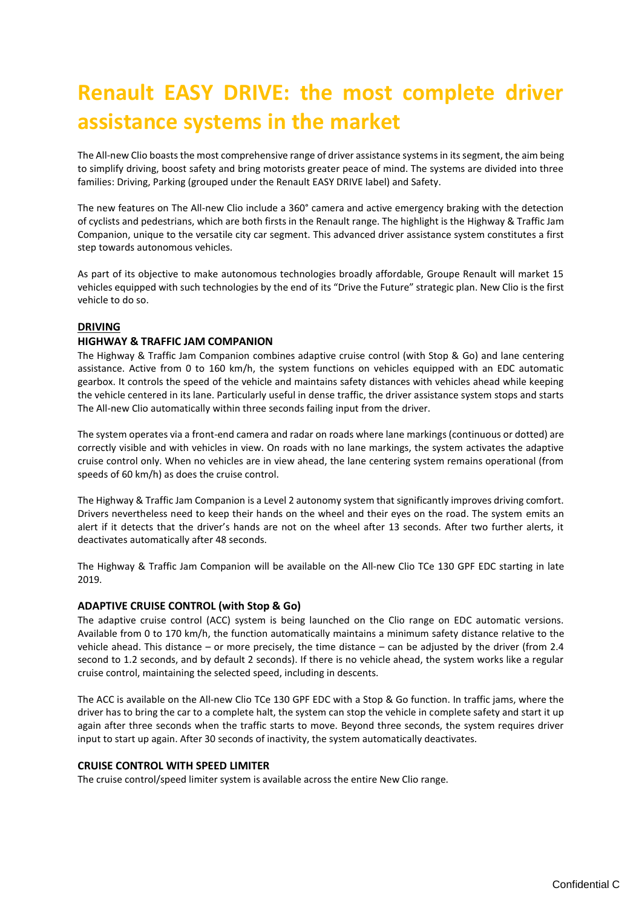# Renault EASY DRIVE: the most complete driver assistance systems in the market

The All-new Clio boasts the most comprehensive range of driver assistance systems in its segment, the aim being to simplify driving, boost safety and bring motorists greater peace of mind. The systems are divided into three families: Driving, Parking (grouped under the Renault EASY DRIVE label) and Safety.

The new features on The All-new Clio include a 360° camera and active emergency braking with the detection of cyclists and pedestrians, which are both firsts in the Renault range. The highlight is the Highway & Traffic Jam Companion, unique to the versatile city car segment. This advanced driver assistance system constitutes a first step towards autonomous vehicles.

As part of its objective to make autonomous technologies broadly affordable, Groupe Renault will market 15 vehicles equipped with such technologies by the end of its "Drive the Future" strategic plan. New Clio is the first vehicle to do so.

## DRIVING

### HIGHWAY & TRAFFIC JAM COMPANION

The Highway & Traffic Jam Companion combines adaptive cruise control (with Stop & Go) and lane centering assistance. Active from 0 to 160 km/h, the system functions on vehicles equipped with an EDC automatic gearbox. It controls the speed of the vehicle and maintains safety distances with vehicles ahead while keeping the vehicle centered in its lane. Particularly useful in dense traffic, the driver assistance system stops and starts The All-new Clio automatically within three seconds failing input from the driver.

The system operates via a front-end camera and radar on roads where lane markings (continuous or dotted) are correctly visible and with vehicles in view. On roads with no lane markings, the system activates the adaptive cruise control only. When no vehicles are in view ahead, the lane centering system remains operational (from speeds of 60 km/h) as does the cruise control.

The Highway & Traffic Jam Companion is a Level 2 autonomy system that significantly improves driving comfort. Drivers nevertheless need to keep their hands on the wheel and their eyes on the road. The system emits an alert if it detects that the driver's hands are not on the wheel after 13 seconds. After two further alerts, it deactivates automatically after 48 seconds.

The Highway & Traffic Jam Companion will be available on the All-new Clio TCe 130 GPF EDC starting in late 2019.

### ADAPTIVE CRUISE CONTROL (with Stop & Go)

The adaptive cruise control (ACC) system is being launched on the Clio range on EDC automatic versions. Available from 0 to 170 km/h, the function automatically maintains a minimum safety distance relative to the vehicle ahead. This distance – or more precisely, the time distance – can be adjusted by the driver (from 2.4 second to 1.2 seconds, and by default 2 seconds). If there is no vehicle ahead, the system works like a regular cruise control, maintaining the selected speed, including in descents.

The ACC is available on the All-new Clio TCe 130 GPF EDC with a Stop & Go function. In traffic jams, where the driver has to bring the car to a complete halt, the system can stop the vehicle in complete safety and start it up again after three seconds when the traffic starts to move. Beyond three seconds, the system requires driver input to start up again. After 30 seconds of inactivity, the system automatically deactivates.

### CRUISE CONTROL WITH SPEED LIMITER

The cruise control/speed limiter system is available across the entire New Clio range.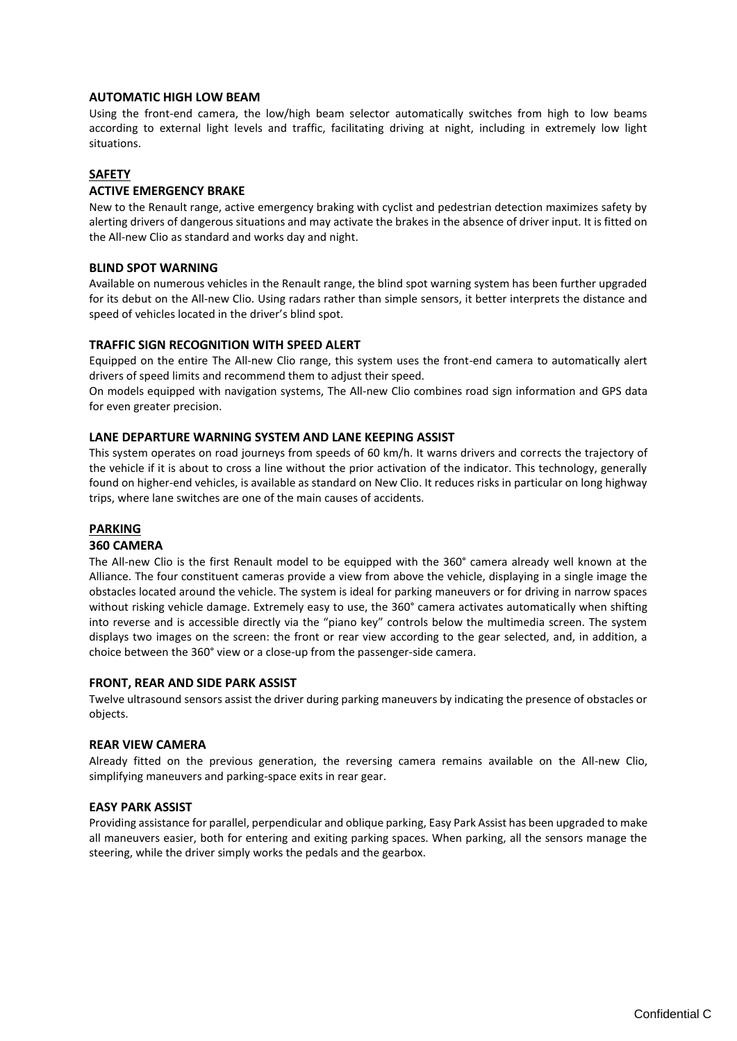### AUTOMATIC HIGH LOW BEAM

Using the front-end camera, the low/high beam selector automatically switches from high to low beams according to external light levels and traffic, facilitating driving at night, including in extremely low light situations.

## SAFETY

### ACTIVE EMERGENCY BRAKE

New to the Renault range, active emergency braking with cyclist and pedestrian detection maximizes safety by alerting drivers of dangerous situations and may activate the brakes in the absence of driver input. It is fitted on the All-new Clio as standard and works day and night.

### BLIND SPOT WARNING

Available on numerous vehicles in the Renault range, the blind spot warning system has been further upgraded for its debut on the All-new Clio. Using radars rather than simple sensors, it better interprets the distance and speed of vehicles located in the driver's blind spot.

### TRAFFIC SIGN RECOGNITION WITH SPEED ALERT

Equipped on the entire The All-new Clio range, this system uses the front-end camera to automatically alert drivers of speed limits and recommend them to adjust their speed.

On models equipped with navigation systems, The All-new Clio combines road sign information and GPS data for even greater precision.

### LANE DEPARTURE WARNING SYSTEM AND LANE KEEPING ASSIST

This system operates on road journeys from speeds of 60 km/h. It warns drivers and corrects the trajectory of the vehicle if it is about to cross a line without the prior activation of the indicator. This technology, generally found on higher-end vehicles, is available as standard on New Clio. It reduces risks in particular on long highway trips, where lane switches are one of the main causes of accidents.

## PARKING

### 360 CAMERA

The All-new Clio is the first Renault model to be equipped with the 360° camera already well known at the Alliance. The four constituent cameras provide a view from above the vehicle, displaying in a single image the obstacles located around the vehicle. The system is ideal for parking maneuvers or for driving in narrow spaces without risking vehicle damage. Extremely easy to use, the 360° camera activates automatically when shifting into reverse and is accessible directly via the "piano key" controls below the multimedia screen. The system displays two images on the screen: the front or rear view according to the gear selected, and, in addition, a choice between the 360° view or a close-up from the passenger-side camera.

### FRONT, REAR AND SIDE PARK ASSIST

Twelve ultrasound sensors assist the driver during parking maneuvers by indicating the presence of obstacles or objects.

### REAR VIEW CAMERA

Already fitted on the previous generation, the reversing camera remains available on the All-new Clio, simplifying maneuvers and parking-space exits in rear gear.

### EASY PARK ASSIST

Providing assistance for parallel, perpendicular and oblique parking, Easy Park Assist has been upgraded to make all maneuvers easier, both for entering and exiting parking spaces. When parking, all the sensors manage the steering, while the driver simply works the pedals and the gearbox.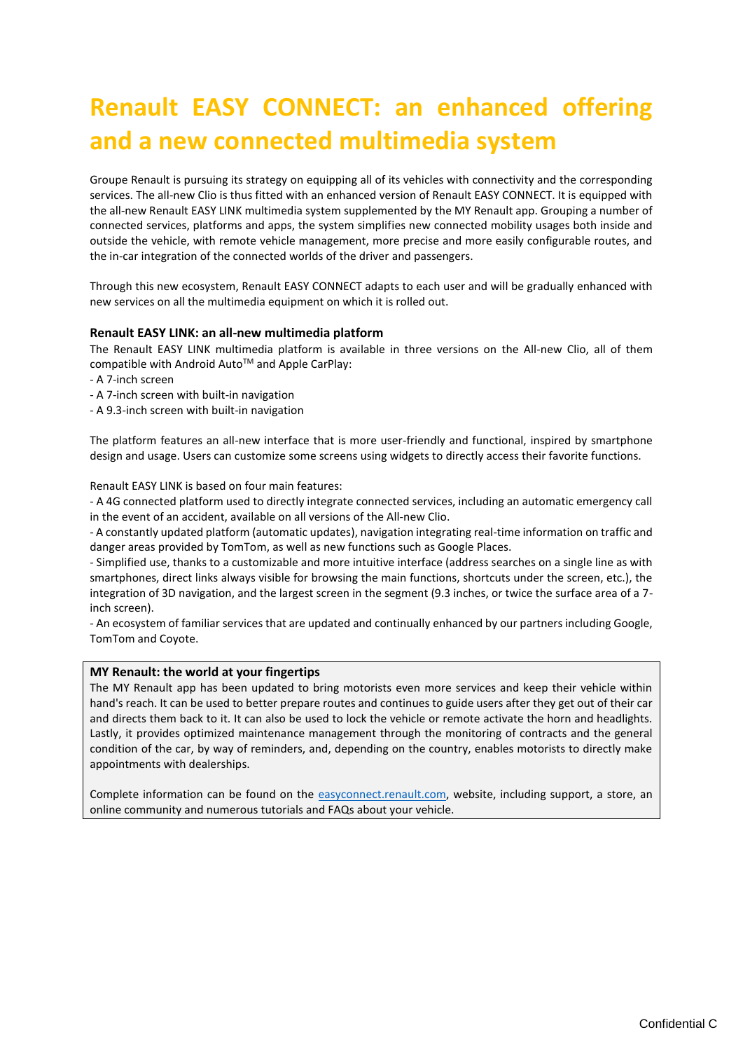# Renault EASY CONNECT: an enhanced offering and a new connected multimedia system

Groupe Renault is pursuing its strategy on equipping all of its vehicles with connectivity and the corresponding services. The all-new Clio is thus fitted with an enhanced version of Renault EASY CONNECT. It is equipped with the all-new Renault EASY LINK multimedia system supplemented by the MY Renault app. Grouping a number of connected services, platforms and apps, the system simplifies new connected mobility usages both inside and outside the vehicle, with remote vehicle management, more precise and more easily configurable routes, and the in-car integration of the connected worlds of the driver and passengers.

Through this new ecosystem, Renault EASY CONNECT adapts to each user and will be gradually enhanced with new services on all the multimedia equipment on which it is rolled out.

### Renault EASY LINK: an all-new multimedia platform

The Renault EASY LINK multimedia platform is available in three versions on the All-new Clio, all of them compatible with Android Auto™ and Apple CarPlay:

- A 7-inch screen
- A 7-inch screen with built-in navigation
- A 9.3-inch screen with built-in navigation

The platform features an all-new interface that is more user-friendly and functional, inspired by smartphone design and usage. Users can customize some screens using widgets to directly access their favorite functions.

Renault EASY LINK is based on four main features:

- A 4G connected platform used to directly integrate connected services, including an automatic emergency call in the event of an accident, available on all versions of the All-new Clio.
- A constantly updated platform (automatic updates), navigation integrating real-time information on traffic and danger areas provided by TomTom, as well as new functions such as Google Places.
- Simplified use, thanks to a customizable and more intuitive interface (address searches on a single line as with smartphones, direct links always visible for browsing the main functions, shortcuts under the screen, etc.), the integration of 3D navigation, and the largest screen in the segment (9.3 inches, or twice the surface area of a 7-inch screen).
- An ecosystem of familiar services that are updated and continually enhanced by our partners including Google, TomTom and Coyote.

### MY Renault: the world at your fingertips

The MY Renault app has been updated to bring motorists even more services and keep their vehicle within hand's reach. It can be used to better prepare routes and continues to guide users after they get out of their car and directs them back to it. It can also be used to lock the vehicle or remote activate the horn and headlights. Lastly, it provides optimized maintenance management through the monitoring of contracts and the general condition of the car, by way of reminders, and, depending on the country, enables motorists to directly make appointments with dealerships.

Complete information can be found on the [easyconnect.renault.com](easyconnect.renault.com), website, including support, a store, an online community and numerous tutorials and FAQs about your vehicle.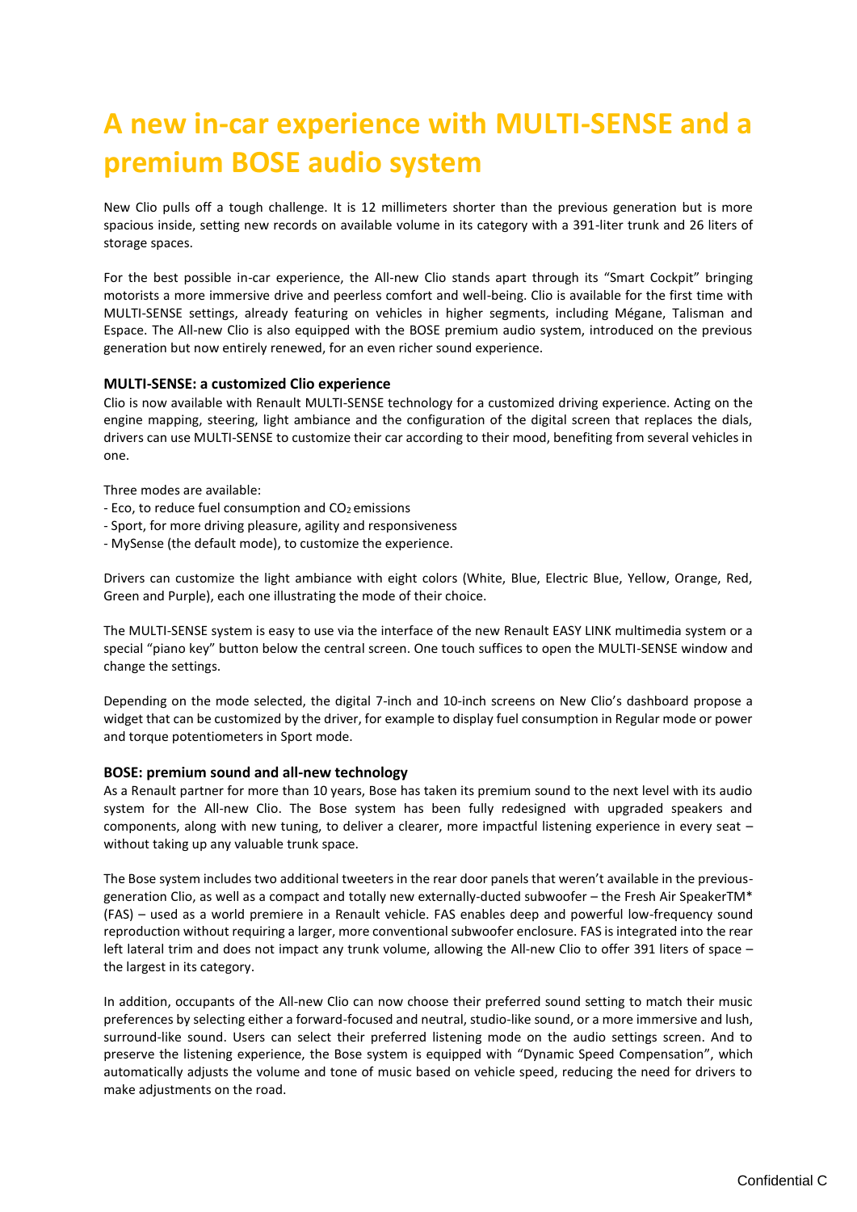# A new in-car experience with MULTI-SENSE and a premium BOSE audio system

New Clio pulls off a tough challenge. It is 12 millimeters shorter than the previous generation but is more spacious inside, setting new records on available volume in its category with a 391-liter trunk and 26 liters of storage spaces.

For the best possible in-car experience, the All-new Clio stands apart through its "Smart Cockpit" bringing motorists a more immersive drive and peerless comfort and well-being. Clio is available for the first time with MULTI-SENSE settings, already featuring on vehicles in higher segments, including Mégane, Talisman and Espace. The All-new Clio is also equipped with the BOSE premium audio system, introduced on the previous generation but now entirely renewed, for an even richer sound experience.

**MULTI-SENSE: a customized Clio experience**

Clio is now available with Renault MULTI-SENSE technology for a customized driving experience. Acting on the engine mapping, steering, light ambiance and the configuration of the digital screen that replaces the dials, drivers can use MULTI-SENSE to customize their car according to their mood, benefiting from several vehicles in one.

Three modes are available:

- Eco, to reduce fuel consumption and $CO_2$ emissions
- Sport, for more driving pleasure, agility and responsiveness
- MySense (the default mode), to customize the experience.

Drivers can customize the light ambiance with eight colors (White, Blue, Electric Blue, Yellow, Orange, Red, Green and Purple), each one illustrating the mode of their choice.

The MULTI-SENSE system is easy to use via the interface of the new Renault EASY LINK multimedia system or a special "piano key" button below the central screen. One touch suffices to open the MULTI-SENSE window and change the settings.

Depending on the mode selected, the digital 7-inch and 10-inch screens on New Clio's dashboard propose a widget that can be customized by the driver, for example to display fuel consumption in Regular mode or power and torque potentiometers in Sport mode.

**BOSE: premium sound and all-new technology**

As a Renault partner for more than 10 years, Bose has taken its premium sound to the next level with its audio system for the All-new Clio. The Bose system has been fully redesigned with upgraded speakers and components, along with new tuning, to deliver a clearer, more impactful listening experience in every seat – without taking up any valuable trunk space.

The Bose system includes two additional tweeters in the rear door panels that weren't available in the previous-generation Clio, as well as a compact and totally new externally-ducted subwoofer – the Fresh Air SpeakerTM* (FAS) – used as a world premiere in a Renault vehicle. FAS enables deep and powerful low-frequency sound reproduction without requiring a larger, more conventional subwoofer enclosure. FAS is integrated into the rear left lateral trim and does not impact any trunk volume, allowing the All-new Clio to offer 391 liters of space – the largest in its category.

In addition, occupants of the All-new Clio can now choose their preferred sound setting to match their music preferences by selecting either a forward-focused and neutral, studio-like sound, or a more immersive and lush, surround-like sound. Users can select their preferred listening mode on the audio settings screen. And to preserve the listening experience, the Bose system is equipped with "Dynamic Speed Compensation", which automatically adjusts the volume and tone of music based on vehicle speed, reducing the need for drivers to make adjustments on the road.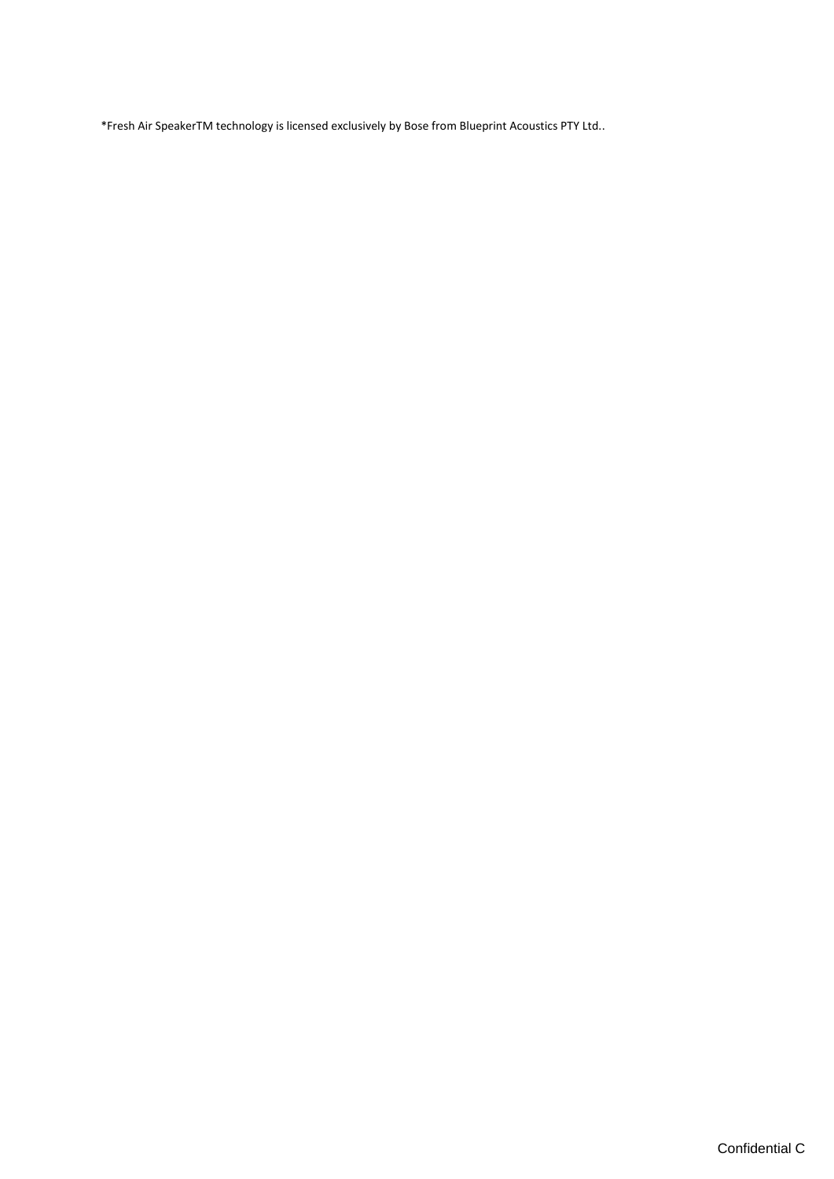*Fresh Air SpeakerTM technology is licensed exclusively by Bose from Blueprint Acoustics PTY Ltd..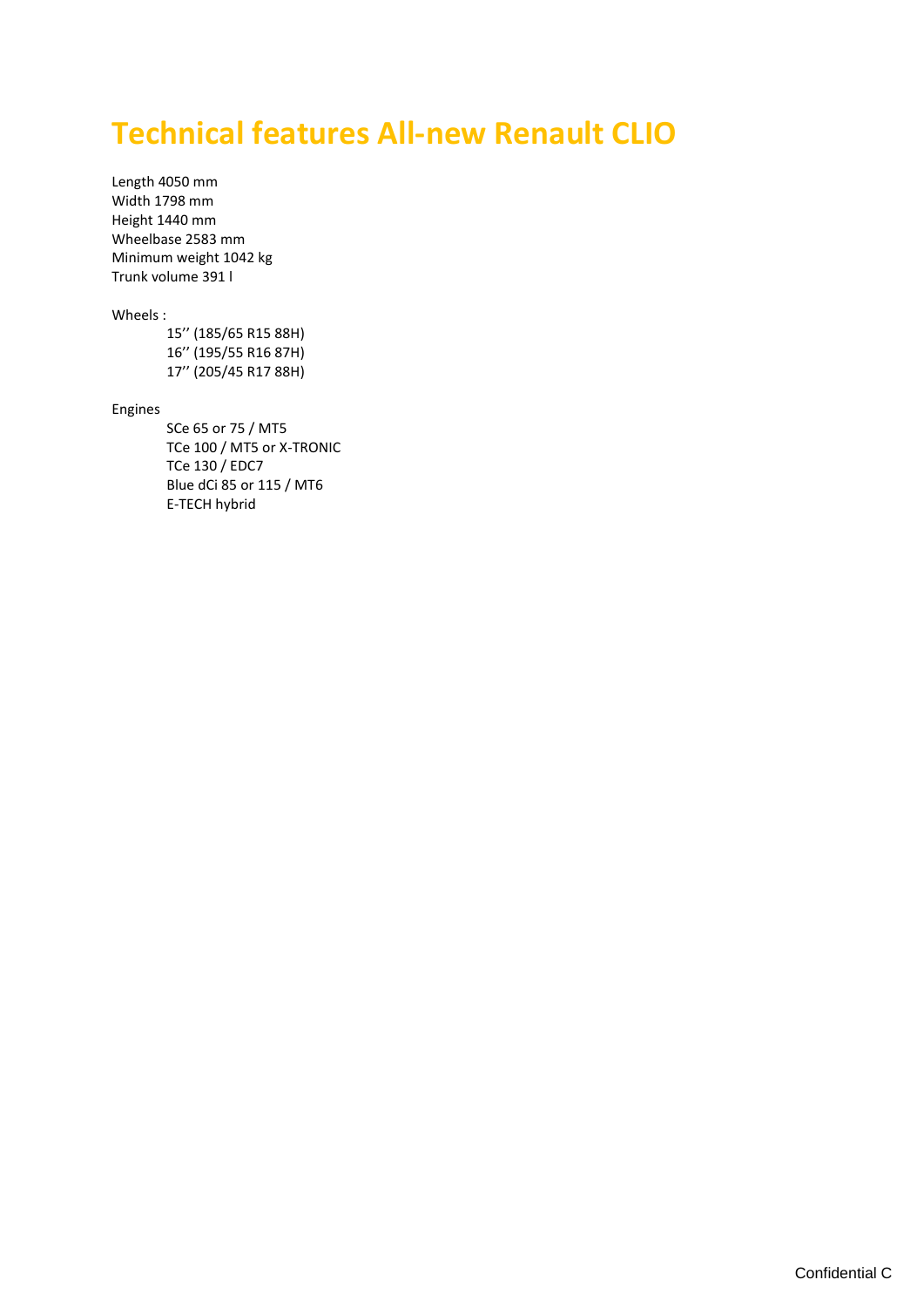# Technical features All-new Renault CLIO

Length 4050 mm
Width 1798 mm
Height 1440 mm
Wheelbase 2583 mm
Minimum weight 1042 kg
Trunk volume 391 l

Wheels :

- 15'' (185/65 R15 88H)
- 16'' (195/55 R16 87H)
- 17'' (205/45 R17 88H)

Engines

- SCe 65 or 75 / MT5
- TCe 100 / MT5 or X-TRONIC
- TCe 130 / EDC7
- Blue dCi 85 or 115 / MT6
- E-TECH hybrid

Confidential C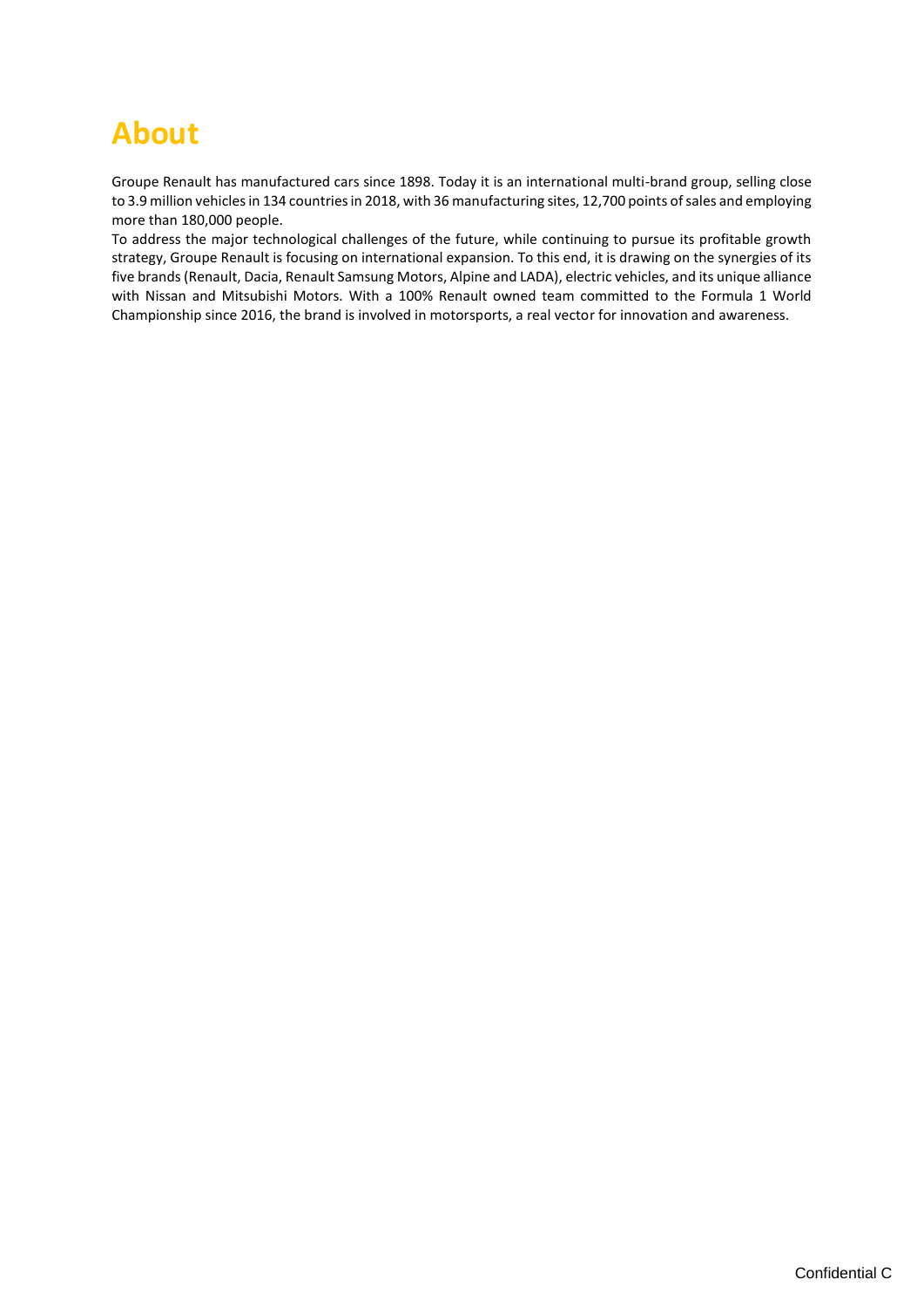# About

Groupe Renault has manufactured cars since 1898. Today it is an international multi-brand group, selling close to 3.9 million vehicles in 134 countries in 2018, with 36 manufacturing sites, 12,700 points of sales and employing more than 180,000 people.

To address the major technological challenges of the future, while continuing to pursue its profitable growth strategy, Groupe Renault is focusing on international expansion. To this end, it is drawing on the synergies of its five brands (Renault, Dacia, Renault Samsung Motors, Alpine and LADA), electric vehicles, and its unique alliance with Nissan and Mitsubishi Motors. With a 100% Renault owned team committed to the Formula 1 World Championship since 2016, the brand is involved in motorsports, a real vector for innovation and awareness.